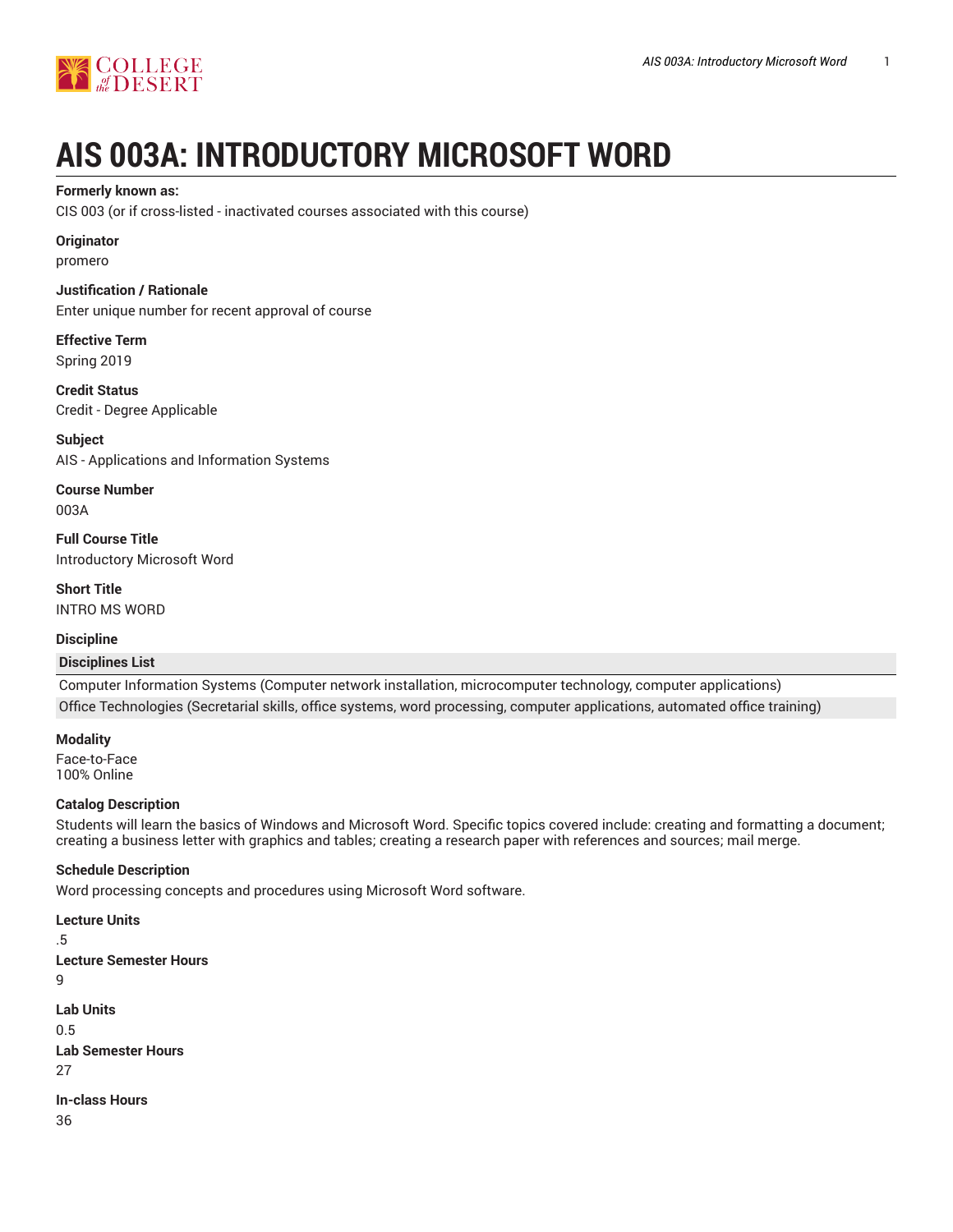# AIS 003A: INTRODUCTORY MICROSOFT WORD

**Formerly known as:**

CIS 003 (or if cross-listed - inactivated courses associated with this course)

**Originator**

promero

**Justification / Rationale**

Enter unique number for recent approval of course

**Effective Term**

Spring 2019

**Credit Status**

Credit - Degree Applicable

**Subject**

AIS - Applications and Information Systems

**Course Number**

003A

**Full Course Title**

Introductory Microsoft Word

**Short Title**

INTRO MS WORD

**Discipline**

| Disciplines List |
|---|
| Computer Information Systems (Computer network installation, microcomputer technology, computer applications) |
| Office Technologies (Secretarial skills, office systems, word processing, computer applications, automated office training) |

**Modality**

Face-to-Face
100% Online

**Catalog Description**

Students will learn the basics of Windows and Microsoft Word. Specific topics covered include: creating and formatting a document; creating a business letter with graphics and tables; creating a research paper with references and sources; mail merge.

**Schedule Description**

Word processing concepts and procedures using Microsoft Word software.

**Lecture Units**

.5

**Lecture Semester Hours**

9

**Lab Units**

0.5

**Lab Semester Hours**

27

**In-class Hours**

36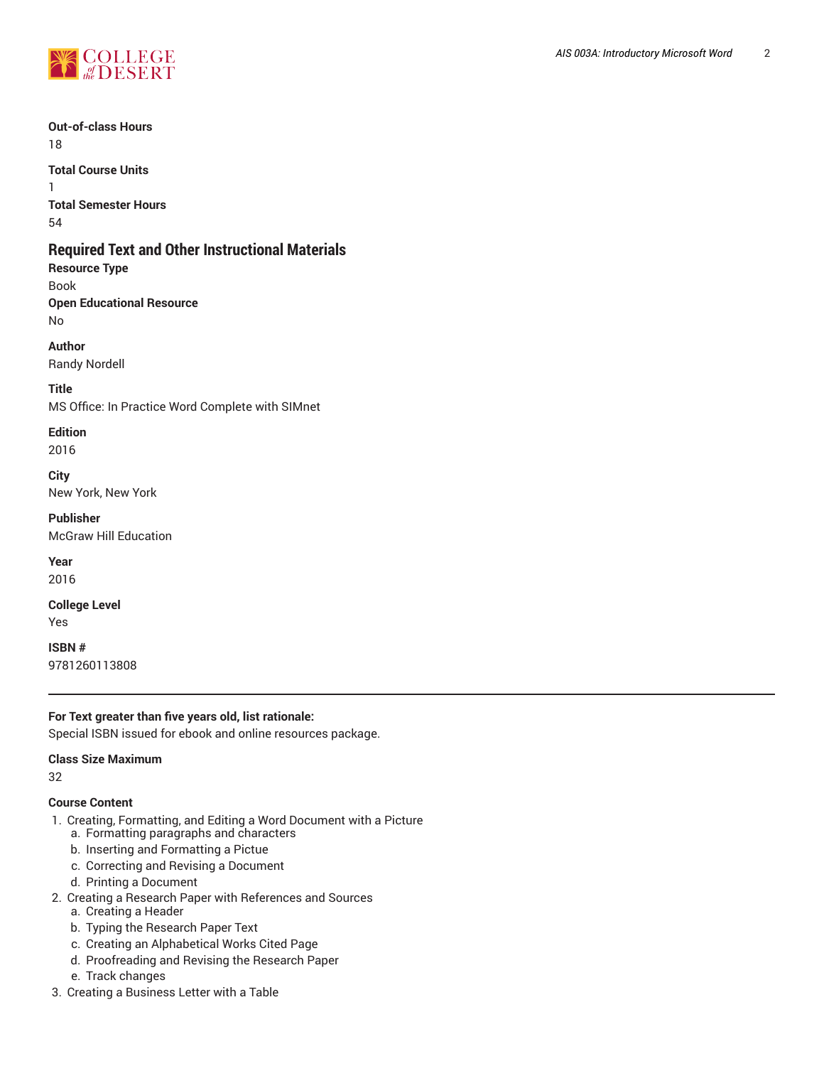**Out-of-class Hours**

18

**Total Course Units**

1

**Total Semester Hours**

54

## Required Text and Other Instructional Materials

**Resource Type**

Book

**Open Educational Resource**

No

**Author**

Randy Nordell

**Title**

MS Office: In Practice Word Complete with SIMnet

**Edition**

2016

**City**

New York, New York

**Publisher**

McGraw Hill Education

**Year**

2016

**College Level**

Yes

**ISBN #**

9781260113808

---

**For Text greater than five years old, list rationale:**

Special ISBN issued for ebook and online resources package.

**Class Size Maximum**

32

**Course Content**

1. Creating, Formatting, and Editing a Word Document with a Picture
   a. Formatting paragraphs and characters
   b. Inserting and Formatting a Pictue
   c. Correcting and Revising a Document
   d. Printing a Document
2. Creating a Research Paper with References and Sources
   a. Creating a Header
   b. Typing the Research Paper Text
   c. Creating an Alphabetical Works Cited Page
   d. Proofreading and Revising the Research Paper
   e. Track changes
3. Creating a Business Letter with a Table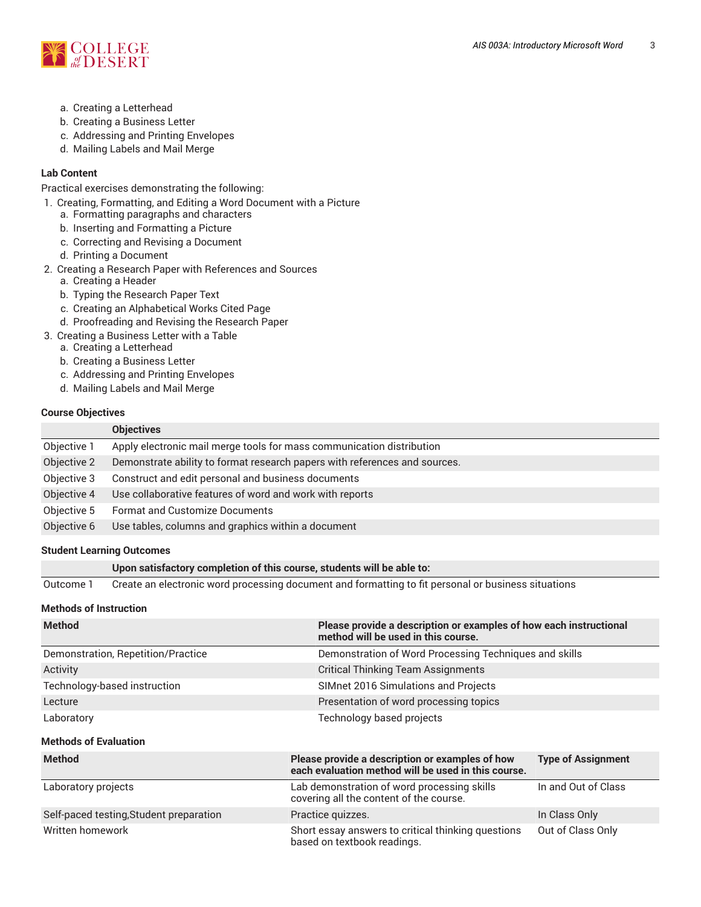a. Creating a Letterhead
b. Creating a Business Letter
c. Addressing and Printing Envelopes
d. Mailing Labels and Mail Merge

### Lab Content

Practical exercises demonstrating the following:

1. Creating, Formatting, and Editing a Word Document with a Picture
    a. Formatting paragraphs and characters
    b. Inserting and Formatting a Picture
    c. Correcting and Revising a Document
    d. Printing a Document
2. Creating a Research Paper with References and Sources
    a. Creating a Header
    b. Typing the Research Paper Text
    c. Creating an Alphabetical Works Cited Page
    d. Proofreading and Revising the Research Paper
3. Creating a Business Letter with a Table
    a. Creating a Letterhead
    b. Creating a Business Letter
    c. Addressing and Printing Envelopes
    d. Mailing Labels and Mail Merge

### Course Objectives

| | Objectives |
|---|---|
| Objective 1 | Apply electronic mail merge tools for mass communication distribution |
| Objective 2 | Demonstrate ability to format research papers with references and sources. |
| Objective 3 | Construct and edit personal and business documents |
| Objective 4 | Use collaborative features of word and work with reports |
| Objective 5 | Format and Customize Documents |
| Objective 6 | Use tables, columns and graphics within a document |

### Student Learning Outcomes

| | Upon satisfactory completion of this course, students will be able to: |
|---|---|
| Outcome 1 | Create an electronic word processing document and formatting to fit personal or business situations |

### Methods of Instruction

| Method | Please provide a description or examples of how each instructional method will be used in this course. |
|---|---|
| Demonstration, Repetition/Practice | Demonstration of Word Processing Techniques and skills |
| Activity | Critical Thinking Team Assignments |
| Technology-based instruction | SIMnet 2016 Simulations and Projects |
| Lecture | Presentation of word processing topics |
| Laboratory | Technology based projects |

### Methods of Evaluation

| Method | Please provide a description or examples of how each evaluation method will be used in this course. | Type of Assignment |
|---|---|---|
| Laboratory projects | Lab demonstration of word processing skills covering all the content of the course. | In and Out of Class |
| Self-paced testing,Student preparation | Practice quizzes. | In Class Only |
| Written homework | Short essay answers to critical thinking questions based on textbook readings. | Out of Class Only |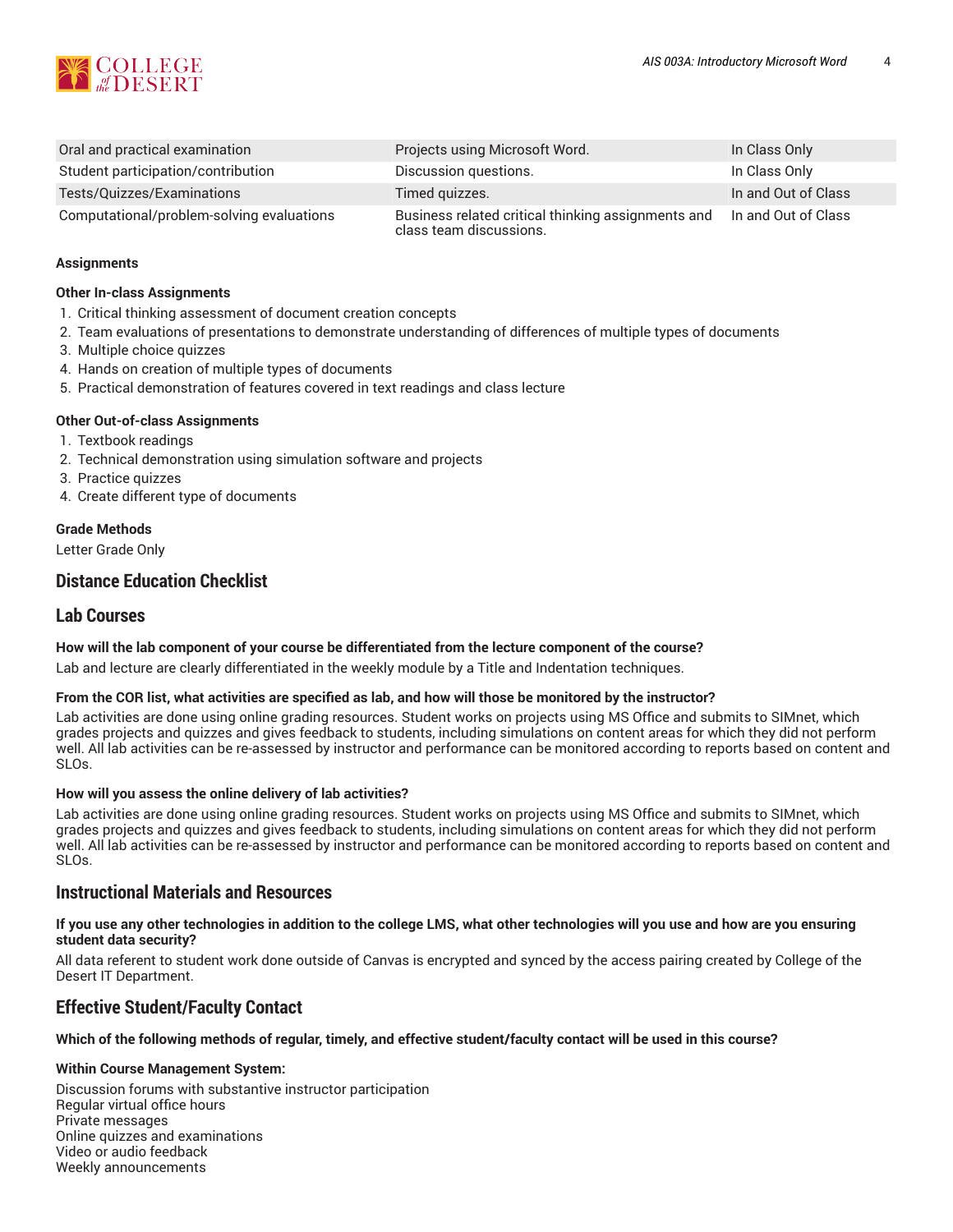| | | |
|---|---|---|
| Oral and practical examination | Projects using Microsoft Word. | In Class Only |
| Student participation/contribution | Discussion questions. | In Class Only |
| Tests/Quizzes/Examinations | Timed quizzes. | In and Out of Class |
| Computational/problem-solving evaluations | Business related critical thinking assignments and class team discussions. | In and Out of Class |

**Assignments**

**Other In-class Assignments**

1. Critical thinking assessment of document creation concepts
2. Team evaluations of presentations to demonstrate understanding of differences of multiple types of documents
3. Multiple choice quizzes
4. Hands on creation of multiple types of documents
5. Practical demonstration of features covered in text readings and class lecture

**Other Out-of-class Assignments**

1. Textbook readings
2. Technical demonstration using simulation software and projects
3. Practice quizzes
4. Create different type of documents

**Grade Methods**

Letter Grade Only

## Distance Education Checklist

## Lab Courses

**How will the lab component of your course be differentiated from the lecture component of the course?**

Lab and lecture are clearly differentiated in the weekly module by a Title and Indentation techniques.

**From the COR list, what activities are specified as lab, and how will those be monitored by the instructor?**

Lab activities are done using online grading resources. Student works on projects using MS Office and submits to SIMnet, which grades projects and quizzes and gives feedback to students, including simulations on content areas for which they did not perform well. All lab activities can be re-assessed by instructor and performance can be monitored according to reports based on content and SLOs.

**How will you assess the online delivery of lab activities?**

Lab activities are done using online grading resources. Student works on projects using MS Office and submits to SIMnet, which grades projects and quizzes and gives feedback to students, including simulations on content areas for which they did not perform well. All lab activities can be re-assessed by instructor and performance can be monitored according to reports based on content and SLOs.

## Instructional Materials and Resources

**If you use any other technologies in addition to the college LMS, what other technologies will you use and how are you ensuring student data security?**

All data referent to student work done outside of Canvas is encrypted and synced by the access pairing created by College of the Desert IT Department.

## Effective Student/Faculty Contact

**Which of the following methods of regular, timely, and effective student/faculty contact will be used in this course?**

**Within Course Management System:**

Discussion forums with substantive instructor participation
Regular virtual office hours
Private messages
Online quizzes and examinations
Video or audio feedback
Weekly announcements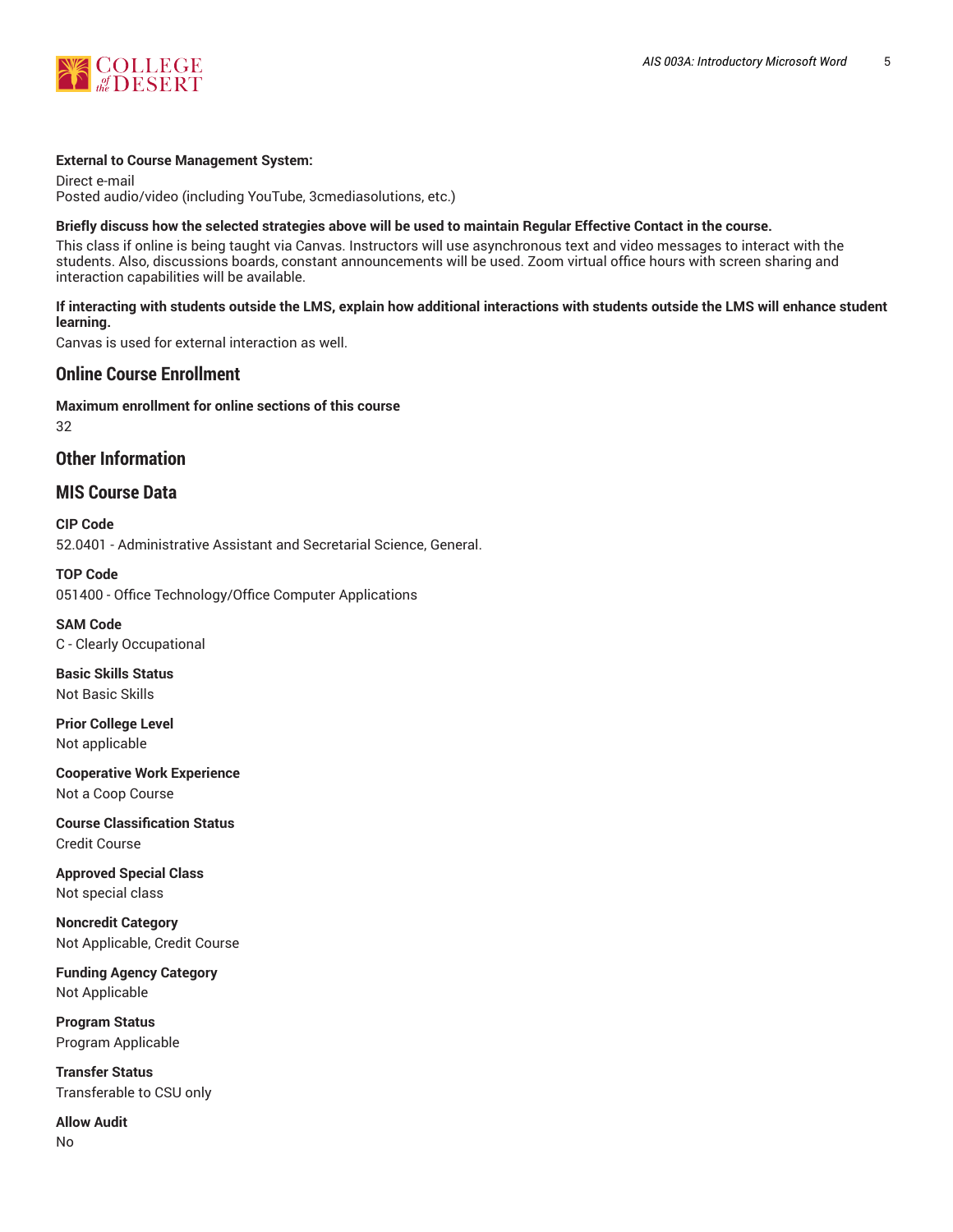**External to Course Management System:**

Direct e-mail
Posted audio/video (including YouTube, 3cmediasolutions, etc.)

**Briefly discuss how the selected strategies above will be used to maintain Regular Effective Contact in the course.**

This class if online is being taught via Canvas. Instructors will use asynchronous text and video messages to interact with the students. Also, discussions boards, constant announcements will be used. Zoom virtual office hours with screen sharing and interaction capabilities will be available.

**If interacting with students outside the LMS, explain how additional interactions with students outside the LMS will enhance student learning.**

Canvas is used for external interaction as well.

## Online Course Enrollment

**Maximum enrollment for online sections of this course**

32

## Other Information

## MIS Course Data

**CIP Code**

52.0401 - Administrative Assistant and Secretarial Science, General.

**TOP Code**

051400 - Office Technology/Office Computer Applications

**SAM Code**

C - Clearly Occupational

**Basic Skills Status**

Not Basic Skills

**Prior College Level**

Not applicable

**Cooperative Work Experience**

Not a Coop Course

**Course Classification Status**

Credit Course

**Approved Special Class**

Not special class

**Noncredit Category**

Not Applicable, Credit Course

**Funding Agency Category**

Not Applicable

**Program Status**

Program Applicable

**Transfer Status**

Transferable to CSU only

**Allow Audit**

No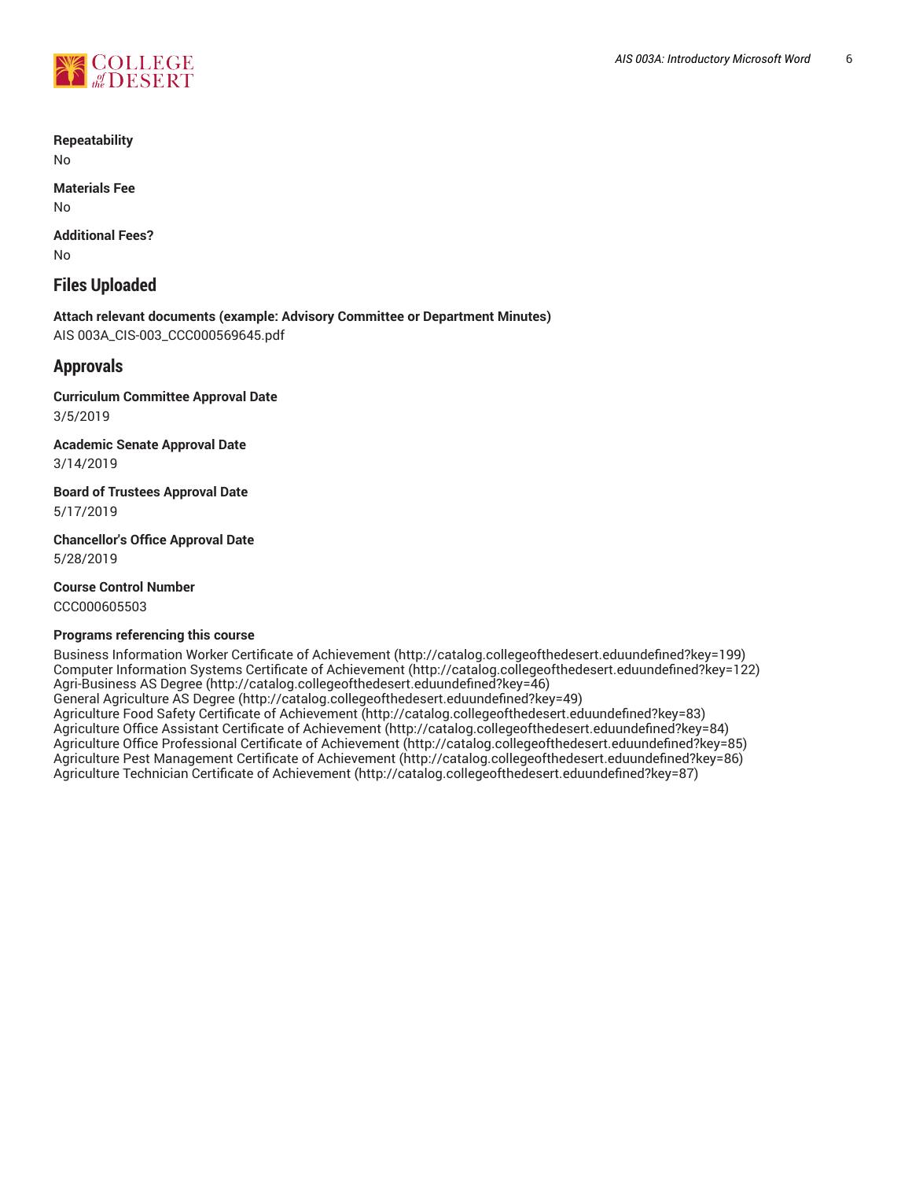**Repeatability**

No

**Materials Fee**

No

**Additional Fees?**

No

## Files Uploaded

**Attach relevant documents (example: Advisory Committee or Department Minutes)**

AIS 003A_CIS-003_CCC000569645.pdf

## Approvals

**Curriculum Committee Approval Date**

3/5/2019

**Academic Senate Approval Date**

3/14/2019

**Board of Trustees Approval Date**

5/17/2019

**Chancellor's Office Approval Date**

5/28/2019

**Course Control Number**

CCC000605503

**Programs referencing this course**

Business Information Worker Certificate of Achievement (http://catalog.collegeofthedesert.eduundefined?key=199)
Computer Information Systems Certificate of Achievement (http://catalog.collegeofthedesert.eduundefined?key=122)
Agri-Business AS Degree (http://catalog.collegeofthedesert.eduundefined?key=46)
General Agriculture AS Degree (http://catalog.collegeofthedesert.eduundefined?key=49)
Agriculture Food Safety Certificate of Achievement (http://catalog.collegeofthedesert.eduundefined?key=83)
Agriculture Office Assistant Certificate of Achievement (http://catalog.collegeofthedesert.eduundefined?key=84)
Agriculture Office Professional Certificate of Achievement (http://catalog.collegeofthedesert.eduundefined?key=85)
Agriculture Pest Management Certificate of Achievement (http://catalog.collegeofthedesert.eduundefined?key=86)
Agriculture Technician Certificate of Achievement (http://catalog.collegeofthedesert.eduundefined?key=87)